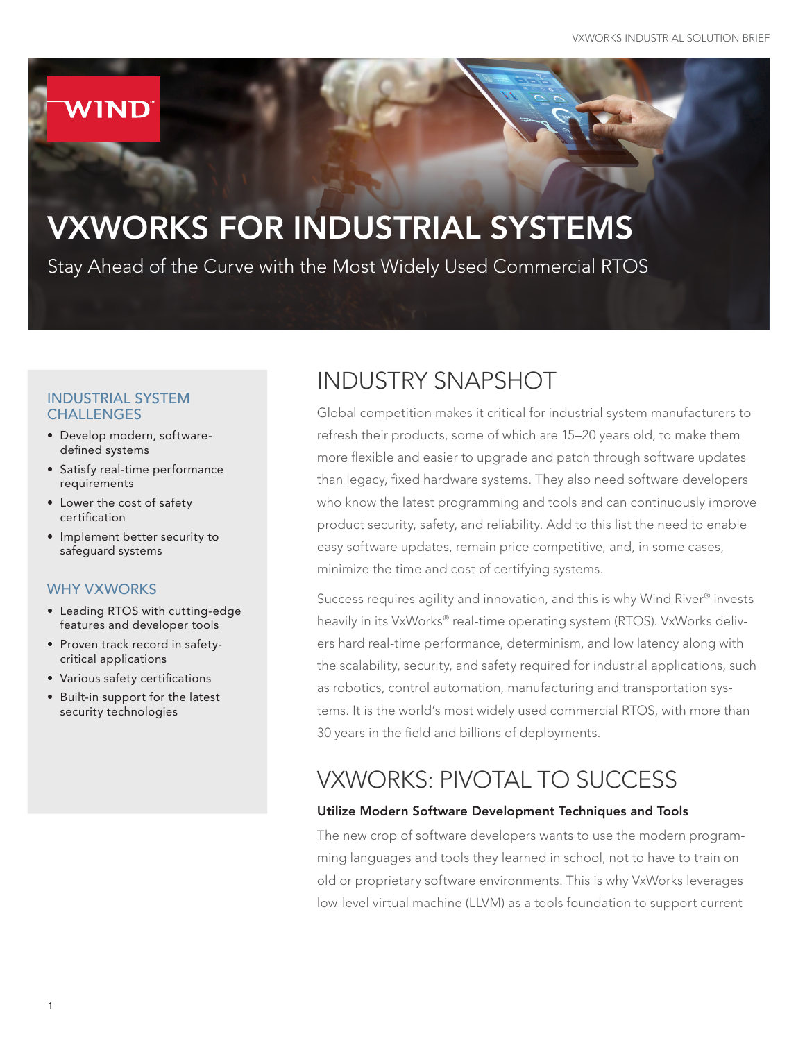# VXWORKS FOR INDUSTRIAL SYSTEMS

Stay Ahead of the Curve with the Most Widely Used Commercial RTOS

### INDUSTRIAL SYSTEM CHALLENGES

- Develop modern, software-defined systems
- Satisfy real-time performance requirements
- Lower the cost of safety certification
- Implement better security to safeguard systems

### WHY VXWORKS

- Leading RTOS with cutting-edge features and developer tools
- Proven track record in safety-critical applications
- Various safety certifications
- Built-in support for the latest security technologies

## INDUSTRY SNAPSHOT

Global competition makes it critical for industrial system manufacturers to refresh their products, some of which are 15–20 years old, to make them more flexible and easier to upgrade and patch through software updates than legacy, fixed hardware systems. They also need software developers who know the latest programming and tools and can continuously improve product security, safety, and reliability. Add to this list the need to enable easy software updates, remain price competitive, and, in some cases, minimize the time and cost of certifying systems.

Success requires agility and innovation, and this is why Wind River® invests heavily in its VxWorks® real-time operating system (RTOS). VxWorks delivers hard real-time performance, determinism, and low latency along with the scalability, security, and safety required for industrial applications, such as robotics, control automation, manufacturing and transportation systems. It is the world's most widely used commercial RTOS, with more than 30 years in the field and billions of deployments.

## VXWORKS: PIVOTAL TO SUCCESS

**Utilize Modern Software Development Techniques and Tools**

The new crop of software developers wants to use the modern programming languages and tools they learned in school, not to have to train on old or proprietary software environments. This is why VxWorks leverages low-level virtual machine (LLVM) as a tools foundation to support current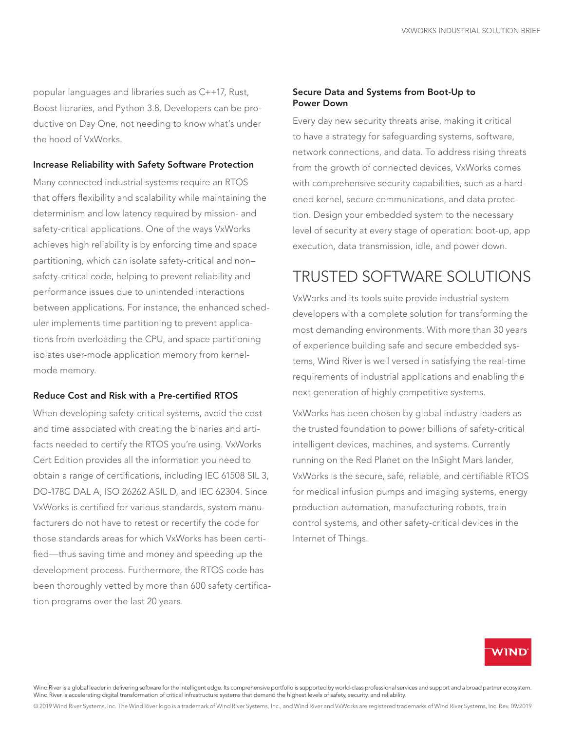popular languages and libraries such as C++17, Rust, Boost libraries, and Python 3.8. Developers can be productive on Day One, not needing to know what's under the hood of VxWorks.

### Increase Reliability with Safety Software Protection

Many connected industrial systems require an RTOS that offers flexibility and scalability while maintaining the determinism and low latency required by mission- and safety-critical applications. One of the ways VxWorks achieves high reliability is by enforcing time and space partitioning, which can isolate safety-critical and non–safety-critical code, helping to prevent reliability and performance issues due to unintended interactions between applications. For instance, the enhanced scheduler implements time partitioning to prevent applications from overloading the CPU, and space partitioning isolates user-mode application memory from kernel-mode memory.

### Reduce Cost and Risk with a Pre-certified RTOS

When developing safety-critical systems, avoid the cost and time associated with creating the binaries and artifacts needed to certify the RTOS you're using. VxWorks Cert Edition provides all the information you need to obtain a range of certifications, including IEC 61508 SIL 3, DO-178C DAL A, ISO 26262 ASIL D, and IEC 62304. Since VxWorks is certified for various standards, system manufacturers do not have to retest or recertify the code for those standards areas for which VxWorks has been certified—thus saving time and money and speeding up the development process. Furthermore, the RTOS code has been thoroughly vetted by more than 600 safety certification programs over the last 20 years.

### Secure Data and Systems from Boot-Up to Power Down

Every day new security threats arise, making it critical to have a strategy for safeguarding systems, software, network connections, and data. To address rising threats from the growth of connected devices, VxWorks comes with comprehensive security capabilities, such as a hardened kernel, secure communications, and data protection. Design your embedded system to the necessary level of security at every stage of operation: boot-up, app execution, data transmission, idle, and power down.

## TRUSTED SOFTWARE SOLUTIONS

VxWorks and its tools suite provide industrial system developers with a complete solution for transforming the most demanding environments. With more than 30 years of experience building safe and secure embedded systems, Wind River is well versed in satisfying the real-time requirements of industrial applications and enabling the next generation of highly competitive systems.

VxWorks has been chosen by global industry leaders as the trusted foundation to power billions of safety-critical intelligent devices, machines, and systems. Currently running on the Red Planet on the InSight Mars lander, VxWorks is the secure, safe, reliable, and certifiable RTOS for medical infusion pumps and imaging systems, energy production automation, manufacturing robots, train control systems, and other safety-critical devices in the Internet of Things.

WIND

Wind River is a global leader in delivering software for the intelligent edge. Its comprehensive portfolio is supported by world-class professional services and support and a broad partner ecosystem. Wind River is accelerating digital transformation of critical infrastructure systems that demand the highest levels of safety, security, and reliability.

© 2019 Wind River Systems, Inc. The Wind River logo is a trademark of Wind River Systems, Inc., and Wind River and VxWorks are registered trademarks of Wind River Systems, Inc. Rev. 09/2019